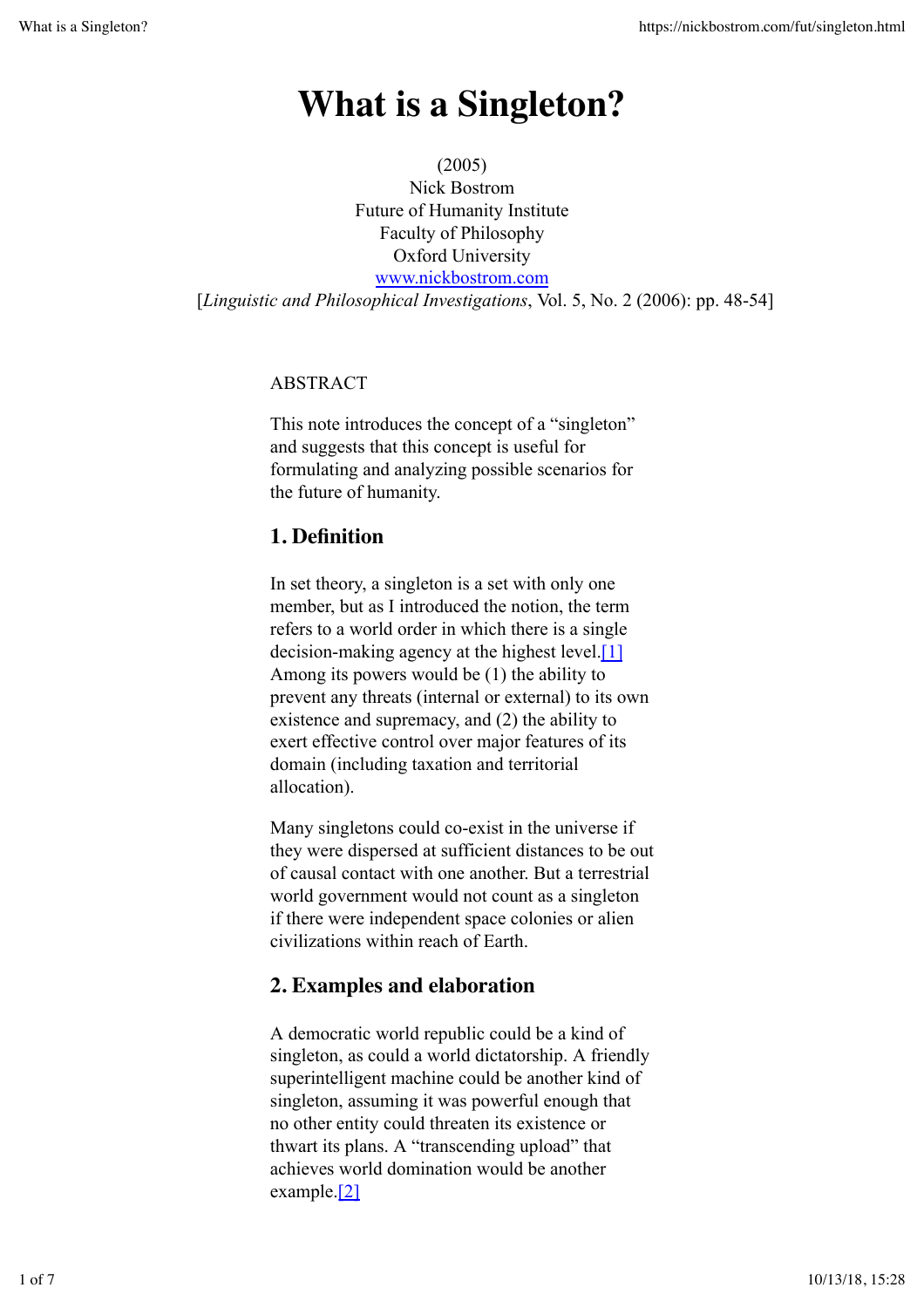# What is a Singleton?

(2005)
Nick Bostrom
Future of Humanity Institute
Faculty of Philosophy
Oxford University
www.nickbostrom.com
[*Linguistic and Philosophical Investigations*, Vol. 5, No. 2 (2006): pp. 48-54]

ABSTRACT

This note introduces the concept of a "singleton" and suggests that this concept is useful for formulating and analyzing possible scenarios for the future of humanity.

## 1. Definition

In set theory, a singleton is a set with only one member, but as I introduced the notion, the term refers to a world order in which there is a single decision-making agency at the highest level.[1] Among its powers would be (1) the ability to prevent any threats (internal or external) to its own existence and supremacy, and (2) the ability to exert effective control over major features of its domain (including taxation and territorial allocation).

Many singletons could co-exist in the universe if they were dispersed at sufficient distances to be out of causal contact with one another. But a terrestrial world government would not count as a singleton if there were independent space colonies or alien civilizations within reach of Earth.

## 2. Examples and elaboration

A democratic world republic could be a kind of singleton, as could a world dictatorship. A friendly superintelligent machine could be another kind of singleton, assuming it was powerful enough that no other entity could threaten its existence or thwart its plans. A "transcending upload" that achieves world domination would be another example.[2]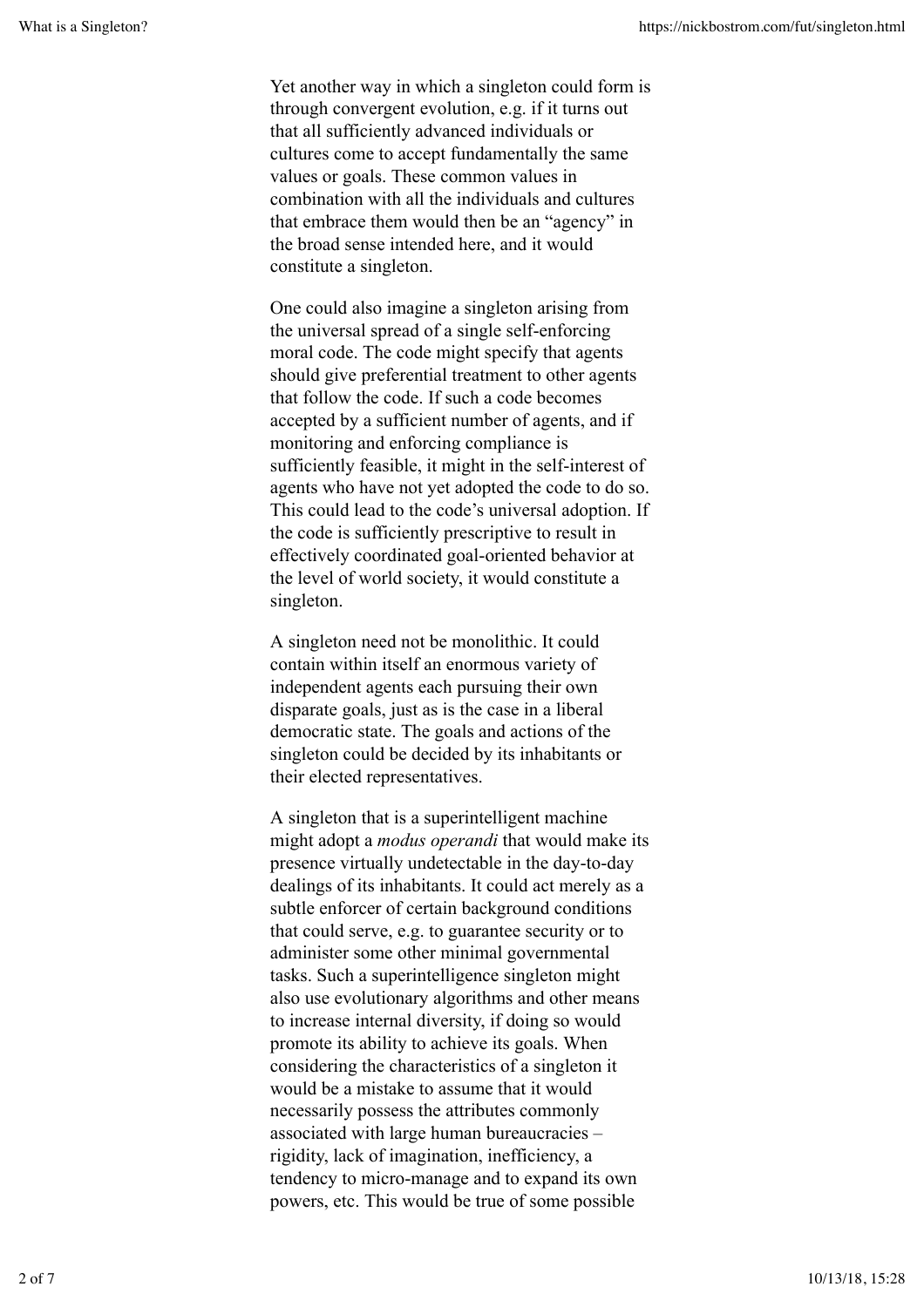Yet another way in which a singleton could form is through convergent evolution, e.g. if it turns out that all sufficiently advanced individuals or cultures come to accept fundamentally the same values or goals. These common values in combination with all the individuals and cultures that embrace them would then be an “agency” in the broad sense intended here, and it would constitute a singleton.

One could also imagine a singleton arising from the universal spread of a single self-enforcing moral code. The code might specify that agents should give preferential treatment to other agents that follow the code. If such a code becomes accepted by a sufficient number of agents, and if monitoring and enforcing compliance is sufficiently feasible, it might in the self-interest of agents who have not yet adopted the code to do so. This could lead to the code’s universal adoption. If the code is sufficiently prescriptive to result in effectively coordinated goal-oriented behavior at the level of world society, it would constitute a singleton.

A singleton need not be monolithic. It could contain within itself an enormous variety of independent agents each pursuing their own disparate goals, just as is the case in a liberal democratic state. The goals and actions of the singleton could be decided by its inhabitants or their elected representatives.

A singleton that is a superintelligent machine might adopt a *modus operandi* that would make its presence virtually undetectable in the day-to-day dealings of its inhabitants. It could act merely as a subtle enforcer of certain background conditions that could serve, e.g. to guarantee security or to administer some other minimal governmental tasks. Such a superintelligence singleton might also use evolutionary algorithms and other means to increase internal diversity, if doing so would promote its ability to achieve its goals. When considering the characteristics of a singleton it would be a mistake to assume that it would necessarily possess the attributes commonly associated with large human bureaucracies – rigidity, lack of imagination, inefficiency, a tendency to micro-manage and to expand its own powers, etc. This would be true of some possible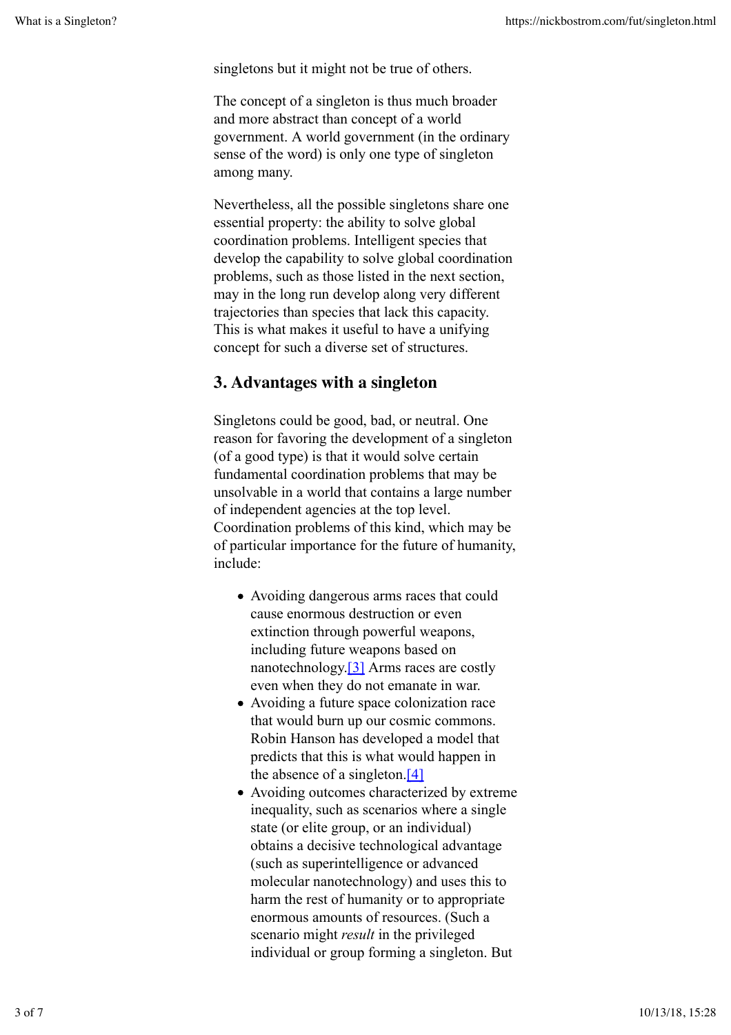singletons but it might not be true of others.

The concept of a singleton is thus much broader and more abstract than concept of a world government. A world government (in the ordinary sense of the word) is only one type of singleton among many.

Nevertheless, all the possible singletons share one essential property: the ability to solve global coordination problems. Intelligent species that develop the capability to solve global coordination problems, such as those listed in the next section, may in the long run develop along very different trajectories than species that lack this capacity. This is what makes it useful to have a unifying concept for such a diverse set of structures.

## 3. Advantages with a singleton

Singletons could be good, bad, or neutral. One reason for favoring the development of a singleton (of a good type) is that it would solve certain fundamental coordination problems that may be unsolvable in a world that contains a large number of independent agencies at the top level. Coordination problems of this kind, which may be of particular importance for the future of humanity, include:

- Avoiding dangerous arms races that could cause enormous destruction or even extinction through powerful weapons, including future weapons based on nanotechnology.[3] Arms races are costly even when they do not emanate in war.
- Avoiding a future space colonization race that would burn up our cosmic commons. Robin Hanson has developed a model that predicts that this is what would happen in the absence of a singleton.[4]
- Avoiding outcomes characterized by extreme inequality, such as scenarios where a single state (or elite group, or an individual) obtains a decisive technological advantage (such as superintelligence or advanced molecular nanotechnology) and uses this to harm the rest of humanity or to appropriate enormous amounts of resources. (Such a scenario might *result* in the privileged individual or group forming a singleton. But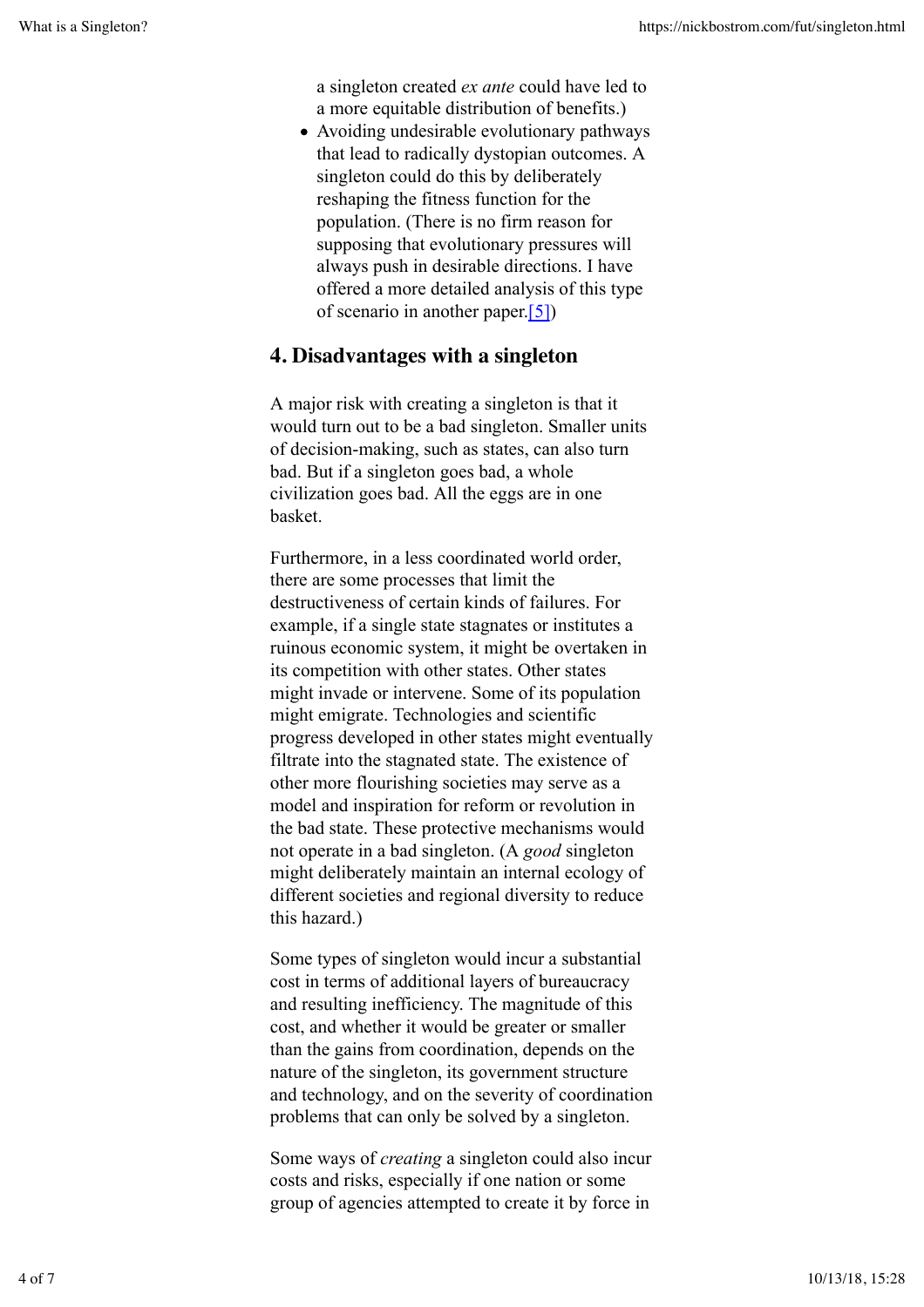a singleton created *ex ante* could have led to a more equitable distribution of benefits.)

- Avoiding undesirable evolutionary pathways that lead to radically dystopian outcomes. A singleton could do this by deliberately reshaping the fitness function for the population. (There is no firm reason for supposing that evolutionary pressures will always push in desirable directions. I have offered a more detailed analysis of this type of scenario in another paper.[5])

## 4. Disadvantages with a singleton

A major risk with creating a singleton is that it would turn out to be a bad singleton. Smaller units of decision-making, such as states, can also turn bad. But if a singleton goes bad, a whole civilization goes bad. All the eggs are in one basket.

Furthermore, in a less coordinated world order, there are some processes that limit the destructiveness of certain kinds of failures. For example, if a single state stagnates or institutes a ruinous economic system, it might be overtaken in its competition with other states. Other states might invade or intervene. Some of its population might emigrate. Technologies and scientific progress developed in other states might eventually filtrate into the stagnated state. The existence of other more flourishing societies may serve as a model and inspiration for reform or revolution in the bad state. These protective mechanisms would not operate in a bad singleton. (A *good* singleton might deliberately maintain an internal ecology of different societies and regional diversity to reduce this hazard.)

Some types of singleton would incur a substantial cost in terms of additional layers of bureaucracy and resulting inefficiency. The magnitude of this cost, and whether it would be greater or smaller than the gains from coordination, depends on the nature of the singleton, its government structure and technology, and on the severity of coordination problems that can only be solved by a singleton.

Some ways of *creating* a singleton could also incur costs and risks, especially if one nation or some group of agencies attempted to create it by force in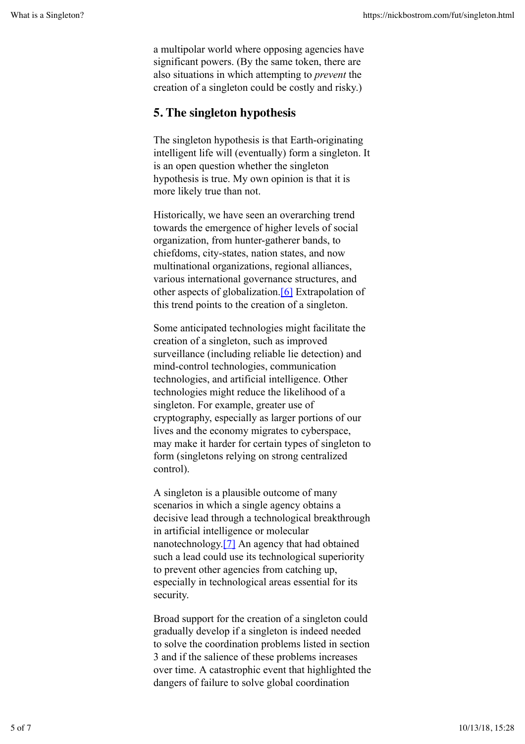a multipolar world where opposing agencies have significant powers. (By the same token, there are also situations in which attempting to *prevent* the creation of a singleton could be costly and risky.)

## 5. The singleton hypothesis

The singleton hypothesis is that Earth-originating intelligent life will (eventually) form a singleton. It is an open question whether the singleton hypothesis is true. My own opinion is that it is more likely true than not.

Historically, we have seen an overarching trend towards the emergence of higher levels of social organization, from hunter-gatherer bands, to chiefdoms, city-states, nation states, and now multinational organizations, regional alliances, various international governance structures, and other aspects of globalization.[6] Extrapolation of this trend points to the creation of a singleton.

Some anticipated technologies might facilitate the creation of a singleton, such as improved surveillance (including reliable lie detection) and mind-control technologies, communication technologies, and artificial intelligence. Other technologies might reduce the likelihood of a singleton. For example, greater use of cryptography, especially as larger portions of our lives and the economy migrates to cyberspace, may make it harder for certain types of singleton to form (singletons relying on strong centralized control).

A singleton is a plausible outcome of many scenarios in which a single agency obtains a decisive lead through a technological breakthrough in artificial intelligence or molecular nanotechnology.[7] An agency that had obtained such a lead could use its technological superiority to prevent other agencies from catching up, especially in technological areas essential for its security.

Broad support for the creation of a singleton could gradually develop if a singleton is indeed needed to solve the coordination problems listed in section 3 and if the salience of these problems increases over time. A catastrophic event that highlighted the dangers of failure to solve global coordination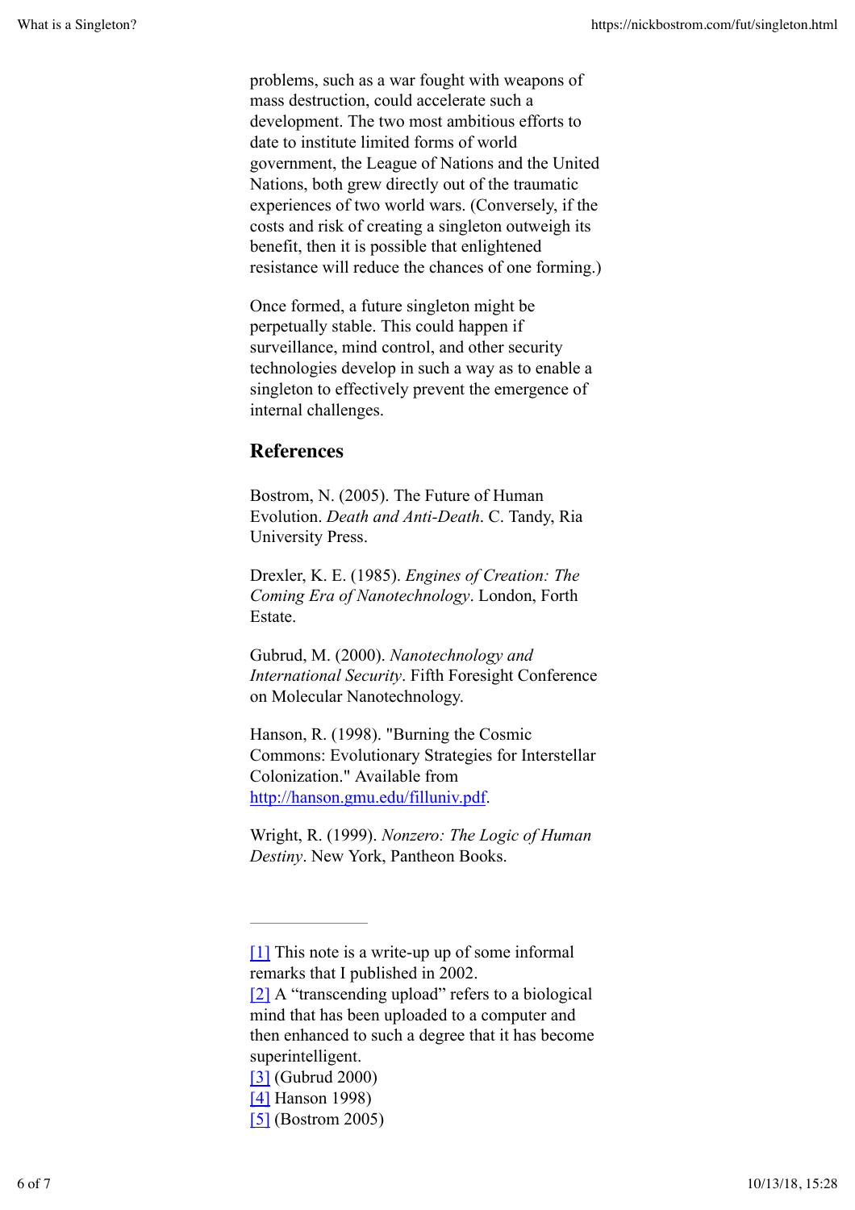problems, such as a war fought with weapons of mass destruction, could accelerate such a development. The two most ambitious efforts to date to institute limited forms of world government, the League of Nations and the United Nations, both grew directly out of the traumatic experiences of two world wars. (Conversely, if the costs and risk of creating a singleton outweigh its benefit, then it is possible that enlightened resistance will reduce the chances of one forming.)

Once formed, a future singleton might be perpetually stable. This could happen if surveillance, mind control, and other security technologies develop in such a way as to enable a singleton to effectively prevent the emergence of internal challenges.

## References

Bostrom, N. (2005). The Future of Human Evolution. *Death and Anti-Death*. C. Tandy, Ria University Press.

Drexler, K. E. (1985). *Engines of Creation: The Coming Era of Nanotechnology*. London, Forth Estate.

Gubrud, M. (2000). *Nanotechnology and International Security*. Fifth Foresight Conference on Molecular Nanotechnology.

Hanson, R. (1998). "Burning the Cosmic Commons: Evolutionary Strategies for Interstellar Colonization." Available from http://hanson.gmu.edu/filluniv.pdf.

Wright, R. (1999). *Nonzero: The Logic of Human Destiny*. New York, Pantheon Books.

---

[1] This note is a write-up up of some informal remarks that I published in 2002.
[2] A "transcending upload" refers to a biological mind that has been uploaded to a computer and then enhanced to such a degree that it has become superintelligent.
[3] (Gubrud 2000)
[4] Hanson 1998)
[5] (Bostrom 2005)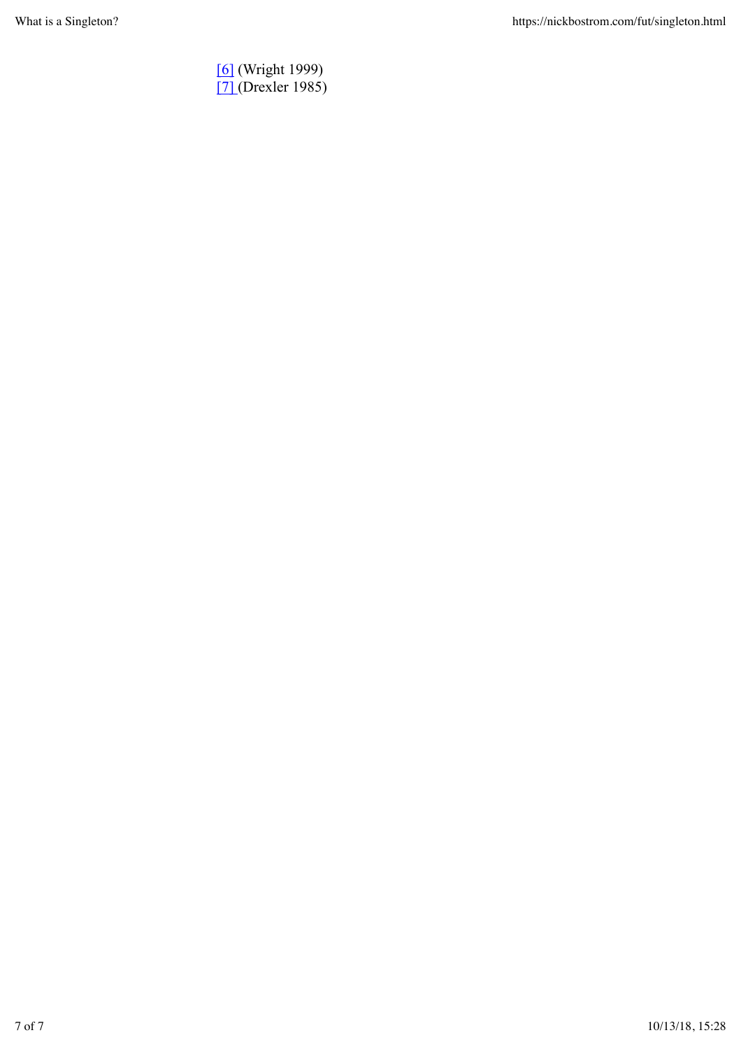[6] (Wright 1999)
[7] (Drexler 1985)